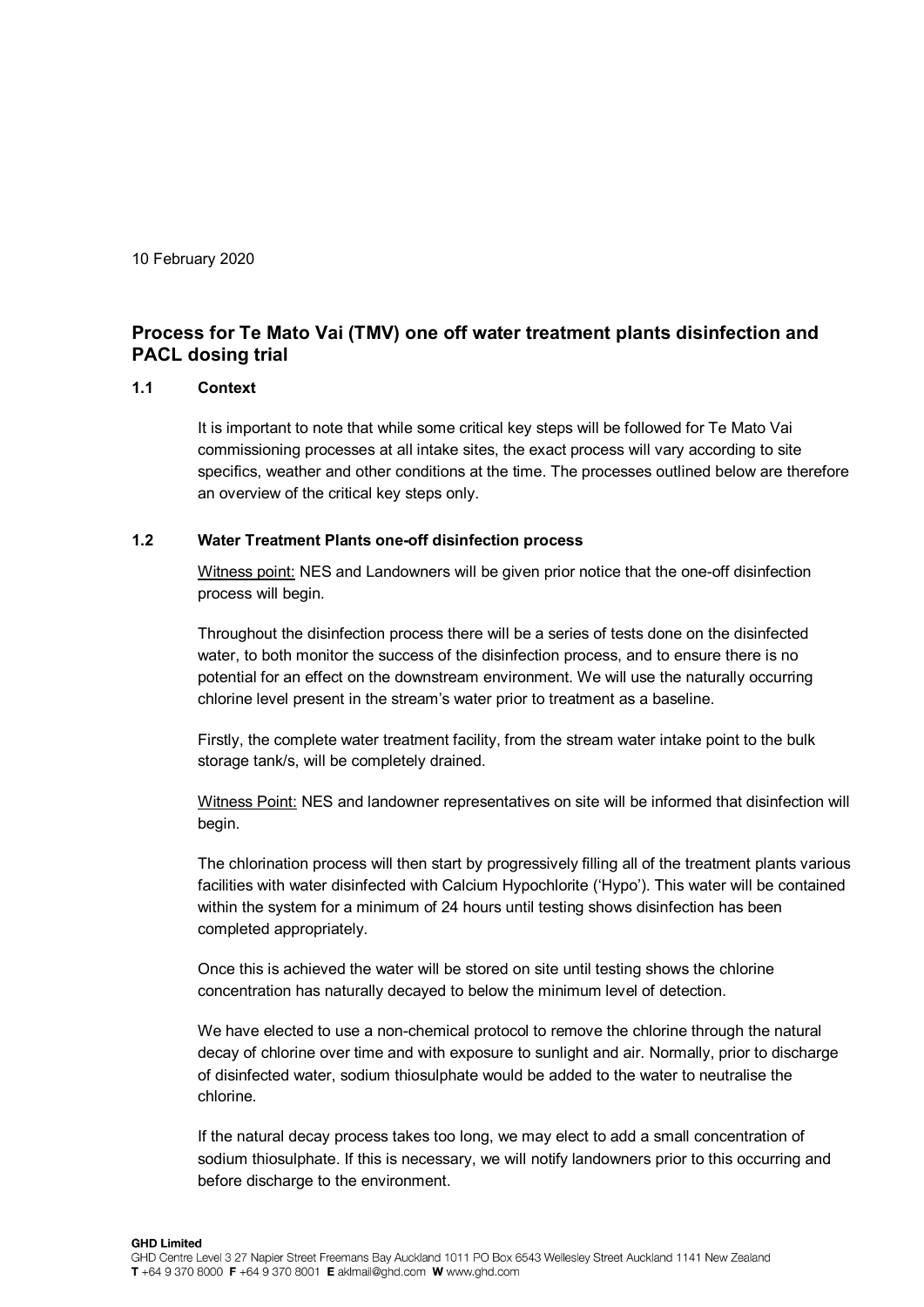10 February 2020

## Process for Te Mato Vai (TMV) one off water treatment plants disinfection and PACL dosing trial

### 1.1 Context

It is important to note that while some critical key steps will be followed for Te Mato Vai commissioning processes at all intake sites, the exact process will vary according to site specifics, weather and other conditions at the time. The processes outlined below are therefore an overview of the critical key steps only.

### 1.2 Water Treatment Plants one-off disinfection process

Witness point: NES and Landowners will be given prior notice that the one-off disinfection process will begin.

Throughout the disinfection process there will be a series of tests done on the disinfected water, to both monitor the success of the disinfection process, and to ensure there is no potential for an effect on the downstream environment. We will use the naturally occurring chlorine level present in the stream's water prior to treatment as a baseline.

Firstly, the complete water treatment facility, from the stream water intake point to the bulk storage tank/s, will be completely drained.

Witness Point: NES and landowner representatives on site will be informed that disinfection will begin.

The chlorination process will then start by progressively filling all of the treatment plants various facilities with water disinfected with Calcium Hypochlorite ('Hypo'). This water will be contained within the system for a minimum of 24 hours until testing shows disinfection has been completed appropriately.

Once this is achieved the water will be stored on site until testing shows the chlorine concentration has naturally decayed to below the minimum level of detection.

We have elected to use a non-chemical protocol to remove the chlorine through the natural decay of chlorine over time and with exposure to sunlight and air. Normally, prior to discharge of disinfected water, sodium thiosulphate would be added to the water to neutralise the chlorine.

If the natural decay process takes too long, we may elect to add a small concentration of sodium thiosulphate. If this is necessary, we will notify landowners prior to this occurring and before discharge to the environment.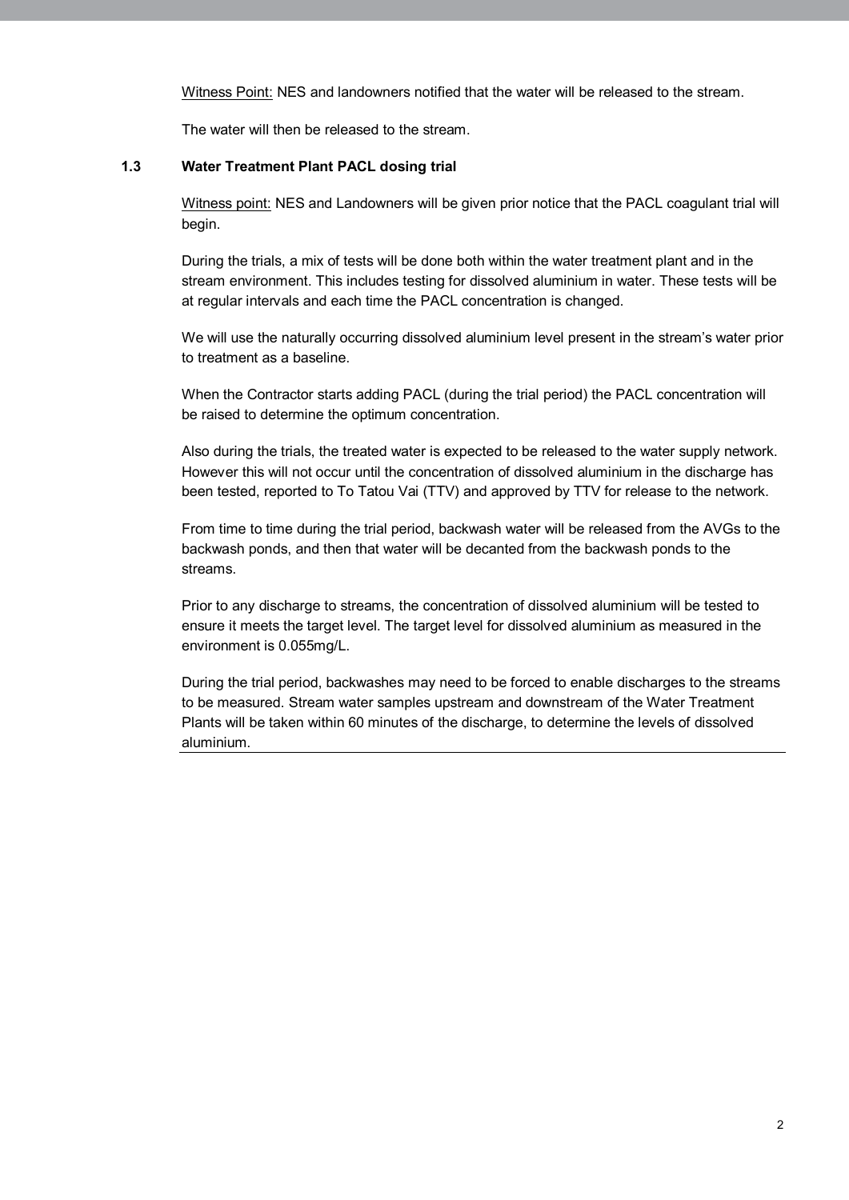Witness Point: NES and landowners notified that the water will be released to the stream.

The water will then be released to the stream.

### 1.3 Water Treatment Plant PACL dosing trial

Witness point: NES and Landowners will be given prior notice that the PACL coagulant trial will begin.

During the trials, a mix of tests will be done both within the water treatment plant and in the stream environment. This includes testing for dissolved aluminium in water. These tests will be at regular intervals and each time the PACL concentration is changed.

We will use the naturally occurring dissolved aluminium level present in the stream's water prior to treatment as a baseline.

When the Contractor starts adding PACL (during the trial period) the PACL concentration will be raised to determine the optimum concentration.

Also during the trials, the treated water is expected to be released to the water supply network. However this will not occur until the concentration of dissolved aluminium in the discharge has been tested, reported to To Tatou Vai (TTV) and approved by TTV for release to the network.

From time to time during the trial period, backwash water will be released from the AVGs to the backwash ponds, and then that water will be decanted from the backwash ponds to the streams.

Prior to any discharge to streams, the concentration of dissolved aluminium will be tested to ensure it meets the target level. The target level for dissolved aluminium as measured in the environment is 0.055mg/L.

During the trial period, backwashes may need to be forced to enable discharges to the streams to be measured. Stream water samples upstream and downstream of the Water Treatment Plants will be taken within 60 minutes of the discharge, to determine the levels of dissolved aluminium.